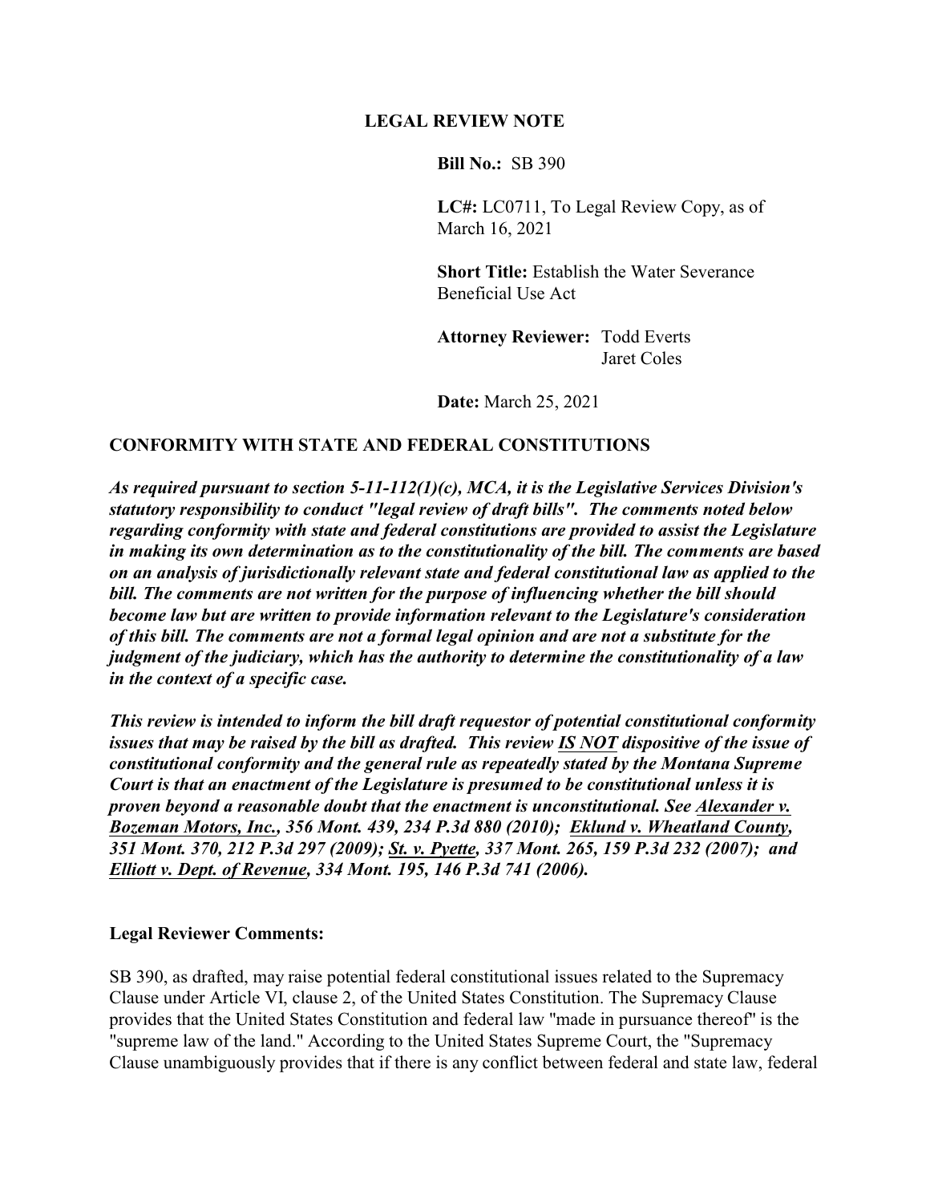# LEGAL REVIEW NOTE

**Bill No.:** SB 390

**LC#:** LC0711, To Legal Review Copy, as of March 16, 2021

**Short Title:** Establish the Water Severance Beneficial Use Act

**Attorney Reviewer:** Todd Everts
Jaret Coles

**Date:** March 25, 2021

## CONFORMITY WITH STATE AND FEDERAL CONSTITUTIONS

***As required pursuant to section 5-11-112(1)(c), MCA, it is the Legislative Services Division's statutory responsibility to conduct "legal review of draft bills". The comments noted below regarding conformity with state and federal constitutions are provided to assist the Legislature in making its own determination as to the constitutionality of the bill. The comments are based on an analysis of jurisdictionally relevant state and federal constitutional law as applied to the bill. The comments are not written for the purpose of influencing whether the bill should become law but are written to provide information relevant to the Legislature's consideration of this bill. The comments are not a formal legal opinion and are not a substitute for the judgment of the judiciary, which has the authority to determine the constitutionality of a law in the context of a specific case.***

***This review is intended to inform the bill draft requestor of potential constitutional conformity issues that may be raised by the bill as drafted. This review <u>IS NOT</u> dispositive of the issue of constitutional conformity and the general rule as repeatedly stated by the Montana Supreme Court is that an enactment of the Legislature is presumed to be constitutional unless it is proven beyond a reasonable doubt that the enactment is unconstitutional. See <u>Alexander v. Bozeman Motors, Inc.</u>, 356 Mont. 439, 234 P.3d 880 (2010); <u>Eklund v. Wheatland County</u>, 351 Mont. 370, 212 P.3d 297 (2009); <u>St. v. Pyette</u>, 337 Mont. 265, 159 P.3d 232 (2007); and <u>Elliott v. Dept. of Revenue</u>, 334 Mont. 195, 146 P.3d 741 (2006).***

**Legal Reviewer Comments:**

SB 390, as drafted, may raise potential federal constitutional issues related to the Supremacy Clause under Article VI, clause 2, of the United States Constitution. The Supremacy Clause provides that the United States Constitution and federal law "made in pursuance thereof" is the "supreme law of the land." According to the United States Supreme Court, the "Supremacy Clause unambiguously provides that if there is any conflict between federal and state law, federal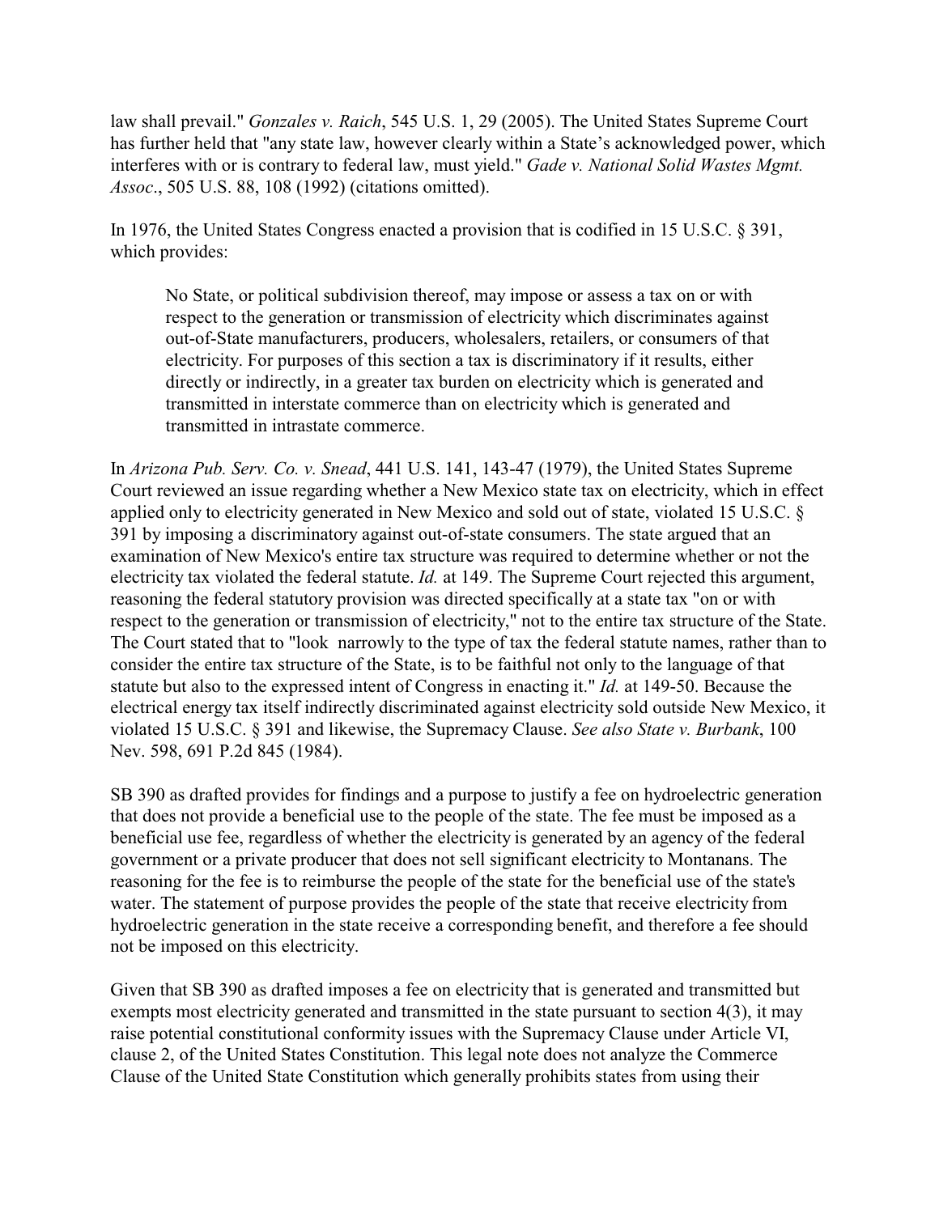law shall prevail." *Gonzales v. Raich*, 545 U.S. 1, 29 (2005). The United States Supreme Court has further held that "any state law, however clearly within a State's acknowledged power, which interferes with or is contrary to federal law, must yield." *Gade v. National Solid Wastes Mgmt. Assoc*., 505 U.S. 88, 108 (1992) (citations omitted).

In 1976, the United States Congress enacted a provision that is codified in 15 U.S.C. § 391, which provides:

> No State, or political subdivision thereof, may impose or assess a tax on or with respect to the generation or transmission of electricity which discriminates against out-of-State manufacturers, producers, wholesalers, retailers, or consumers of that electricity. For purposes of this section a tax is discriminatory if it results, either directly or indirectly, in a greater tax burden on electricity which is generated and transmitted in interstate commerce than on electricity which is generated and transmitted in intrastate commerce.

In *Arizona Pub. Serv. Co. v. Snead*, 441 U.S. 141, 143-47 (1979), the United States Supreme Court reviewed an issue regarding whether a New Mexico state tax on electricity, which in effect applied only to electricity generated in New Mexico and sold out of state, violated 15 U.S.C. § 391 by imposing a discriminatory against out-of-state consumers. The state argued that an examination of New Mexico's entire tax structure was required to determine whether or not the electricity tax violated the federal statute. *Id.* at 149. The Supreme Court rejected this argument, reasoning the federal statutory provision was directed specifically at a state tax "on or with respect to the generation or transmission of electricity," not to the entire tax structure of the State. The Court stated that to "look narrowly to the type of tax the federal statute names, rather than to consider the entire tax structure of the State, is to be faithful not only to the language of that statute but also to the expressed intent of Congress in enacting it." *Id.* at 149-50. Because the electrical energy tax itself indirectly discriminated against electricity sold outside New Mexico, it violated 15 U.S.C. § 391 and likewise, the Supremacy Clause. *See also State v. Burbank*, 100 Nev. 598, 691 P.2d 845 (1984).

SB 390 as drafted provides for findings and a purpose to justify a fee on hydroelectric generation that does not provide a beneficial use to the people of the state. The fee must be imposed as a beneficial use fee, regardless of whether the electricity is generated by an agency of the federal government or a private producer that does not sell significant electricity to Montanans. The reasoning for the fee is to reimburse the people of the state for the beneficial use of the state's water. The statement of purpose provides the people of the state that receive electricity from hydroelectric generation in the state receive a corresponding benefit, and therefore a fee should not be imposed on this electricity.

Given that SB 390 as drafted imposes a fee on electricity that is generated and transmitted but exempts most electricity generated and transmitted in the state pursuant to section 4(3), it may raise potential constitutional conformity issues with the Supremacy Clause under Article VI, clause 2, of the United States Constitution. This legal note does not analyze the Commerce Clause of the United State Constitution which generally prohibits states from using their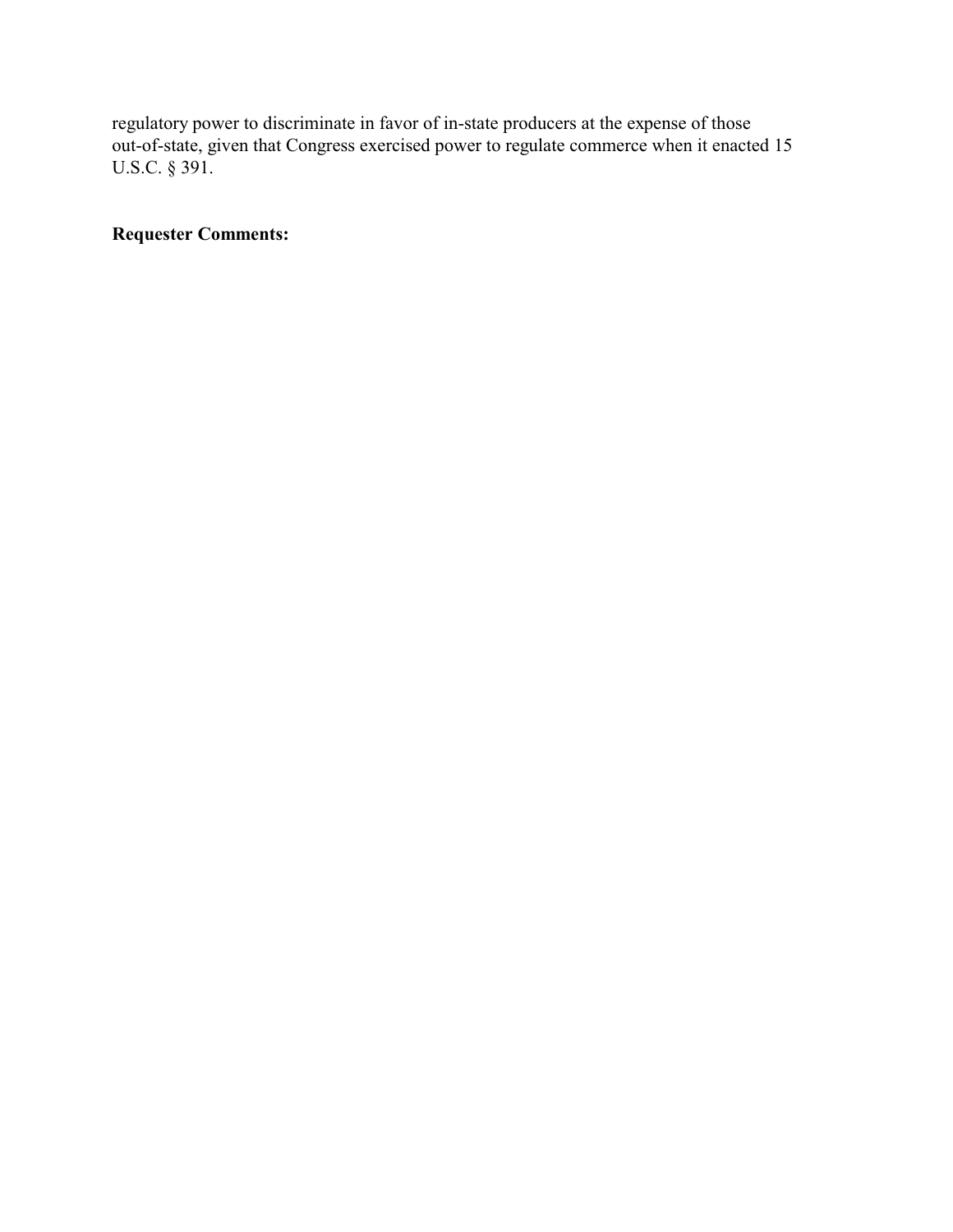regulatory power to discriminate in favor of in-state producers at the expense of those out-of-state, given that Congress exercised power to regulate commerce when it enacted 15 U.S.C. § 391.

**Requester Comments:**